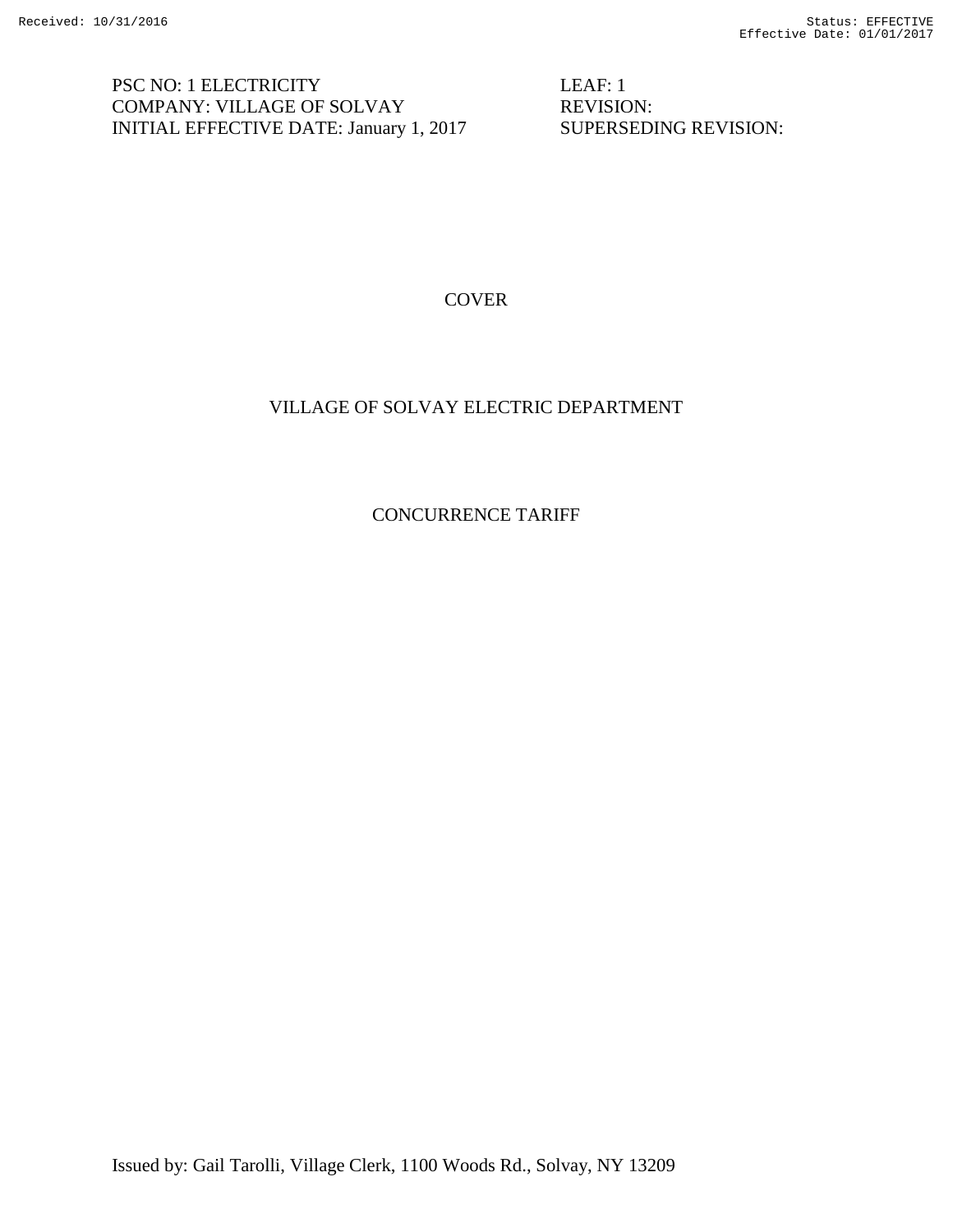PSC NO: 1 ELECTRICITY
COMPANY: VILLAGE OF SOLVAY
INITIAL EFFECTIVE DATE: January 1, 2017

LEAF: 1
REVISION:
SUPERSEDING REVISION:

# COVER

# VILLAGE OF SOLVAY ELECTRIC DEPARTMENT

# CONCURRENCE TARIFF

Issued by: Gail Tarolli, Village Clerk, 1100 Woods Rd., Solvay, NY 13209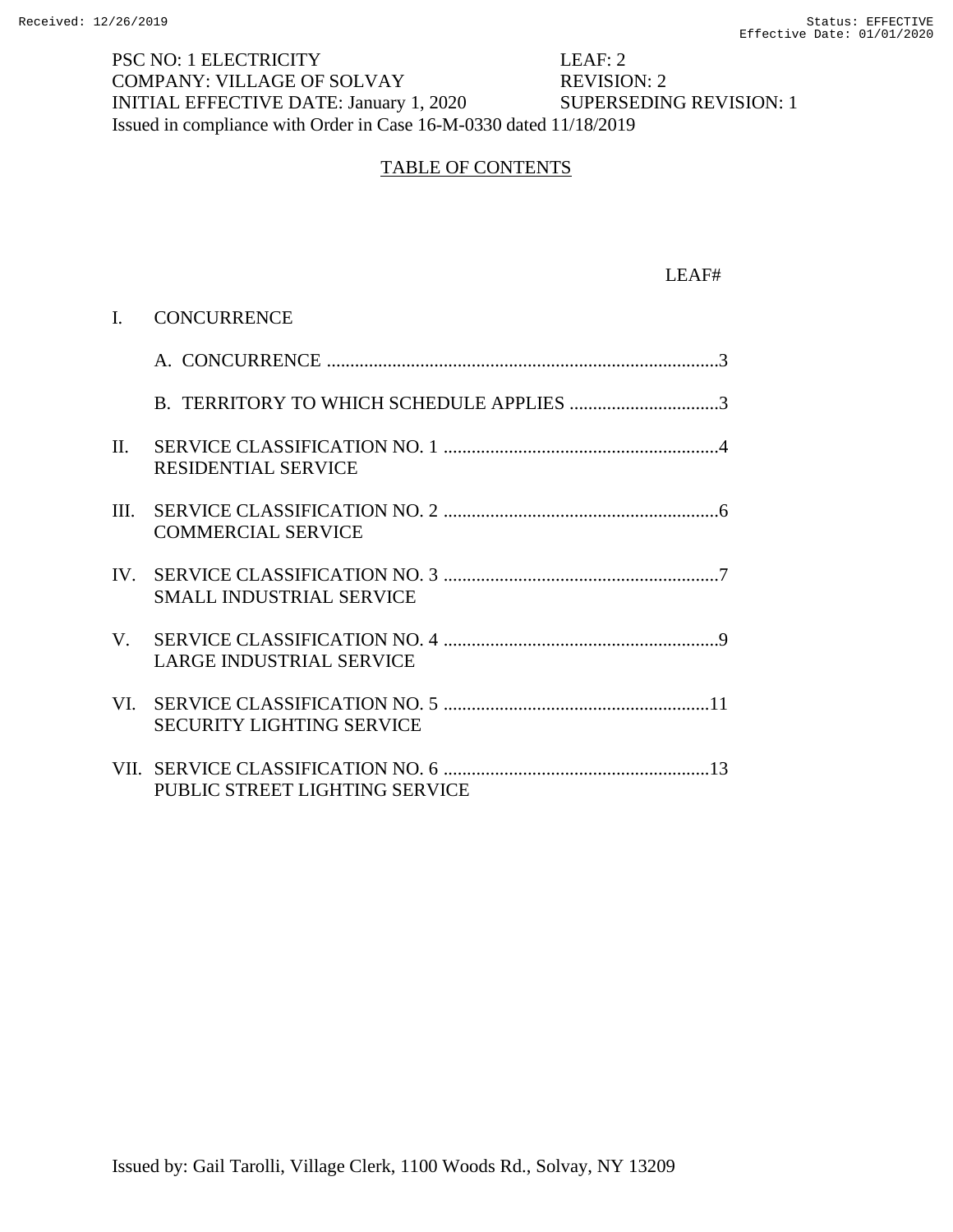PSC NO: 1 ELECTRICITY LEAF: 2
COMPANY: VILLAGE OF SOLVAY REVISION: 2
INITIAL EFFECTIVE DATE: January 1, 2020 SUPERSEDING REVISION: 1
Issued in compliance with Order in Case 16-M-0330 dated 11/18/2019

## TABLE OF CONTENTS

| | | LEAF# |
|---|---|---|
| I. | CONCURRENCE | |
| | A. CONCURRENCE | 3 |
| | B. TERRITORY TO WHICH SCHEDULE APPLIES | 3 |
| II. | SERVICE CLASSIFICATION NO. 1<br>RESIDENTIAL SERVICE | 4 |
| III. | SERVICE CLASSIFICATION NO. 2<br>COMMERCIAL SERVICE | 6 |
| IV. | SERVICE CLASSIFICATION NO. 3<br>SMALL INDUSTRIAL SERVICE | 7 |
| V. | SERVICE CLASSIFICATION NO. 4<br>LARGE INDUSTRIAL SERVICE | 9 |
| VI. | SERVICE CLASSIFICATION NO. 5<br>SECURITY LIGHTING SERVICE | 11 |
| VII. | SERVICE CLASSIFICATION NO. 6<br>PUBLIC STREET LIGHTING SERVICE | 13 |

Issued by: Gail Tarolli, Village Clerk, 1100 Woods Rd., Solvay, NY 13209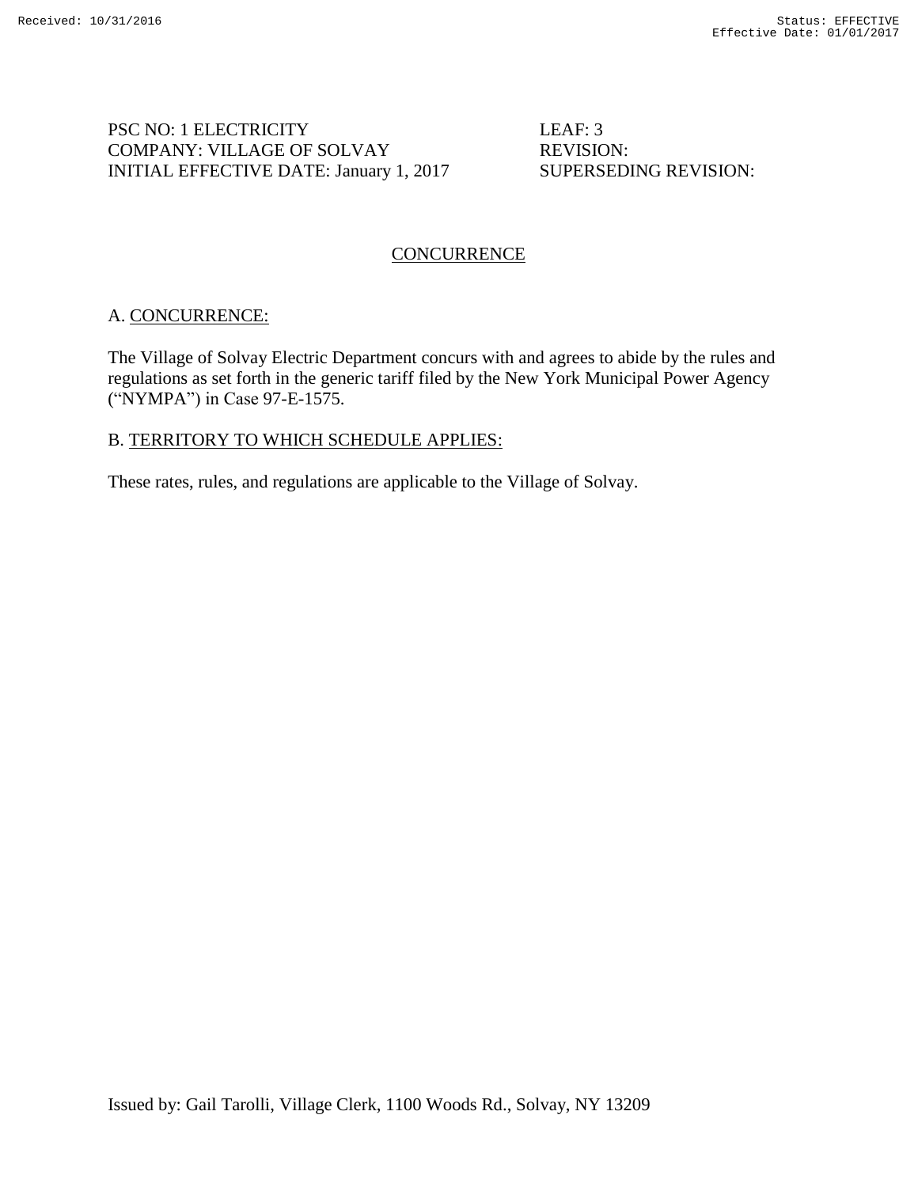PSC NO: 1 ELECTRICITY
COMPANY: VILLAGE OF SOLVAY
INITIAL EFFECTIVE DATE: January 1, 2017

LEAF: 3
REVISION:
SUPERSEDING REVISION:

# CONCURRENCE

## A. CONCURRENCE:

The Village of Solvay Electric Department concurs with and agrees to abide by the rules and regulations as set forth in the generic tariff filed by the New York Municipal Power Agency ("NYMPA") in Case 97-E-1575.

## B. TERRITORY TO WHICH SCHEDULE APPLIES:

These rates, rules, and regulations are applicable to the Village of Solvay.

Issued by: Gail Tarolli, Village Clerk, 1100 Woods Rd., Solvay, NY 13209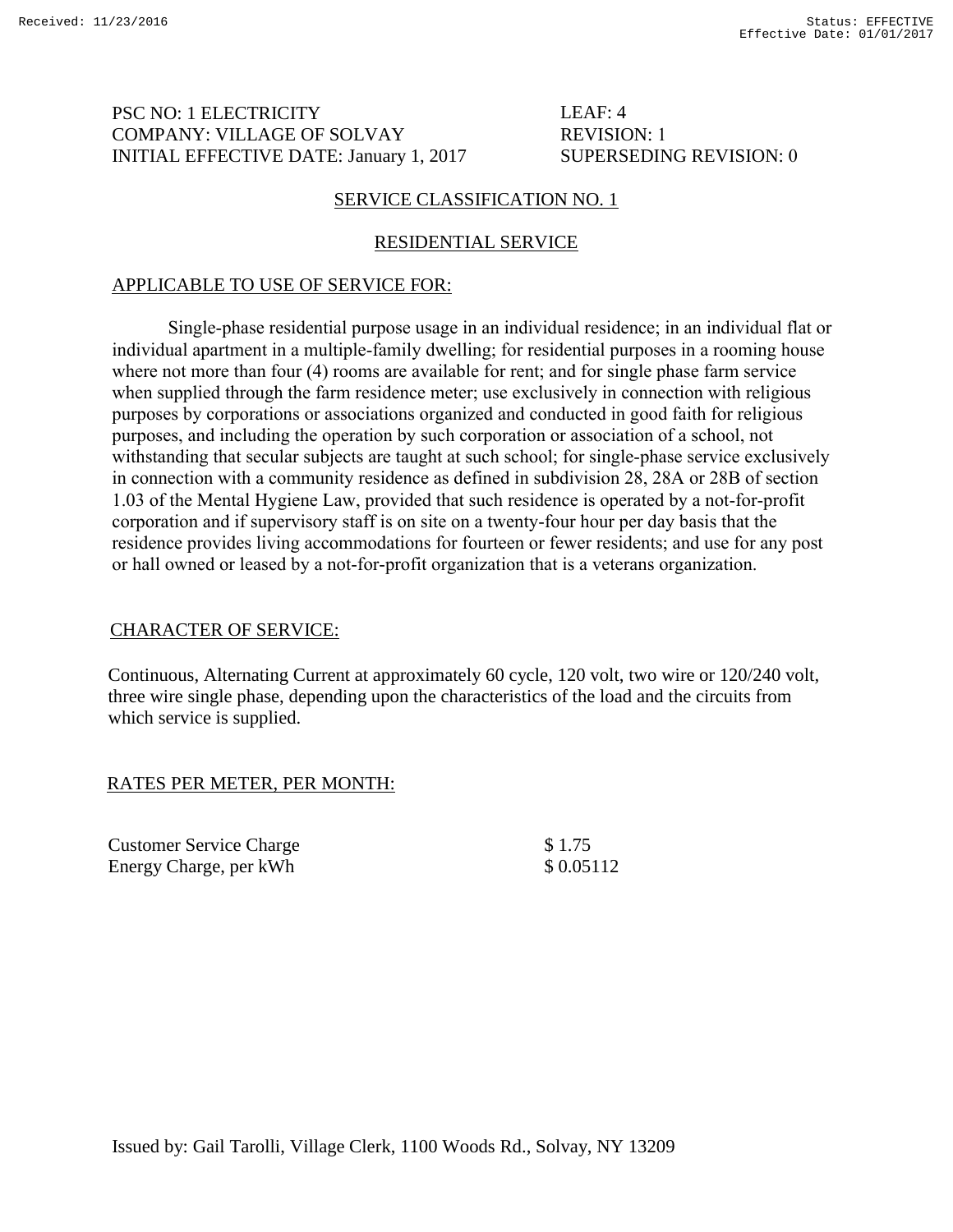PSC NO: 1 ELECTRICITY
COMPANY: VILLAGE OF SOLVAY
INITIAL EFFECTIVE DATE: January 1, 2017

LEAF: 4
REVISION: 1
SUPERSEDING REVISION: 0

## SERVICE CLASSIFICATION NO. 1

## RESIDENTIAL SERVICE

### APPLICABLE TO USE OF SERVICE FOR:

Single-phase residential purpose usage in an individual residence; in an individual flat or individual apartment in a multiple-family dwelling; for residential purposes in a rooming house where not more than four (4) rooms are available for rent; and for single phase farm service when supplied through the farm residence meter; use exclusively in connection with religious purposes by corporations or associations organized and conducted in good faith for religious purposes, and including the operation by such corporation or association of a school, not withstanding that secular subjects are taught at such school; for single-phase service exclusively in connection with a community residence as defined in subdivision 28, 28A or 28B of section 1.03 of the Mental Hygiene Law, provided that such residence is operated by a not-for-profit corporation and if supervisory staff is on site on a twenty-four hour per day basis that the residence provides living accommodations for fourteen or fewer residents; and use for any post or hall owned or leased by a not-for-profit organization that is a veterans organization.

### CHARACTER OF SERVICE:

Continuous, Alternating Current at approximately 60 cycle, 120 volt, two wire or 120/240 volt, three wire single phase, depending upon the characteristics of the load and the circuits from which service is supplied.

### RATES PER METER, PER MONTH:

| | |
|---|---|
| Customer Service Charge | $ 1.75 |
| Energy Charge, per kWh | $ 0.05112 |

Issued by: Gail Tarolli, Village Clerk, 1100 Woods Rd., Solvay, NY 13209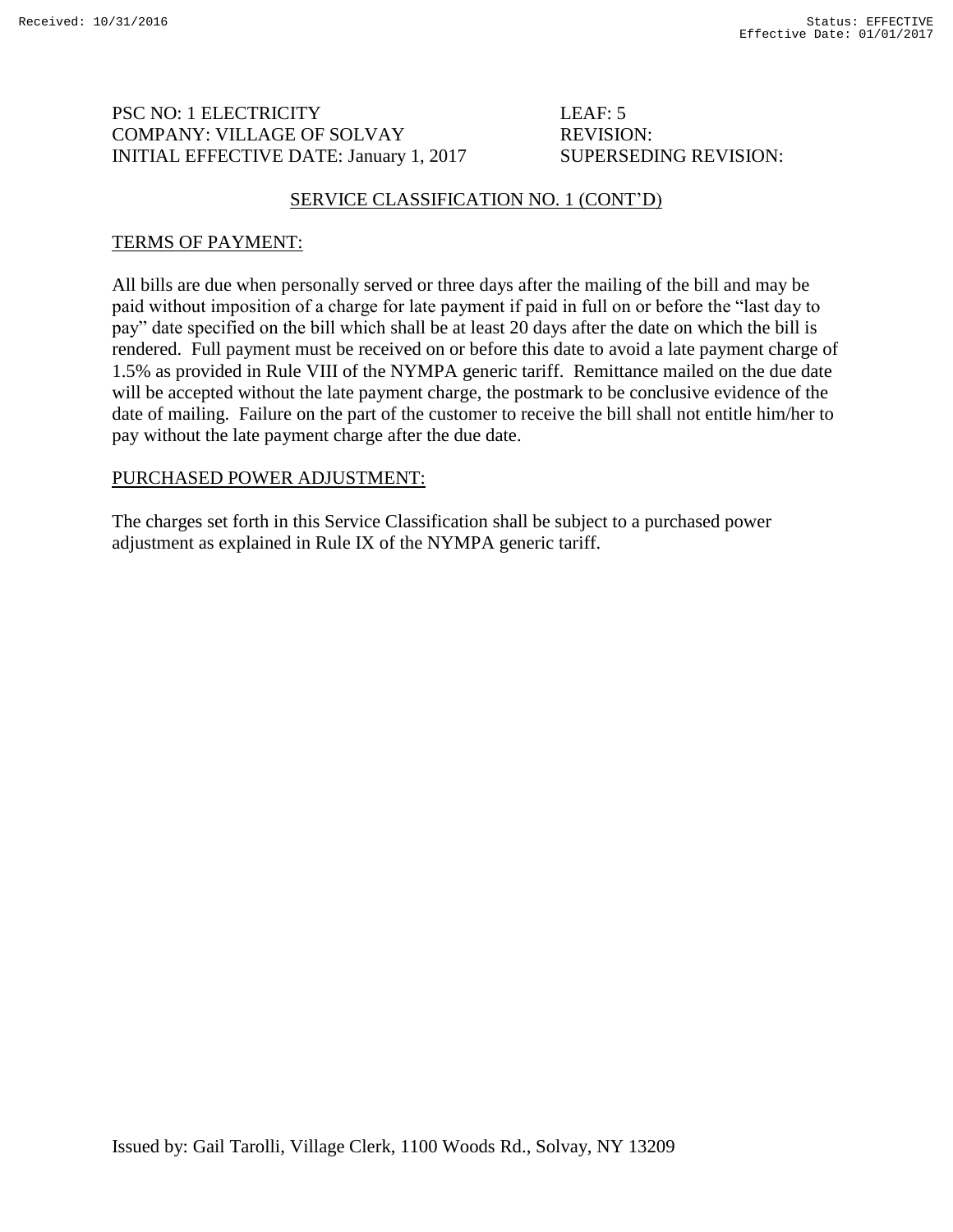PSC NO: 1 ELECTRICITY LEAF: 5
COMPANY: VILLAGE OF SOLVAY REVISION:
INITIAL EFFECTIVE DATE: January 1, 2017 SUPERSEDING REVISION:

## SERVICE CLASSIFICATION NO. 1 (CONT'D)

### TERMS OF PAYMENT:

All bills are due when personally served or three days after the mailing of the bill and may be paid without imposition of a charge for late payment if paid in full on or before the "last day to pay" date specified on the bill which shall be at least 20 days after the date on which the bill is rendered. Full payment must be received on or before this date to avoid a late payment charge of 1.5% as provided in Rule VIII of the NYMPA generic tariff. Remittance mailed on the due date will be accepted without the late payment charge, the postmark to be conclusive evidence of the date of mailing. Failure on the part of the customer to receive the bill shall not entitle him/her to pay without the late payment charge after the due date.

### PURCHASED POWER ADJUSTMENT:

The charges set forth in this Service Classification shall be subject to a purchased power adjustment as explained in Rule IX of the NYMPA generic tariff.

Issued by: Gail Tarolli, Village Clerk, 1100 Woods Rd., Solvay, NY 13209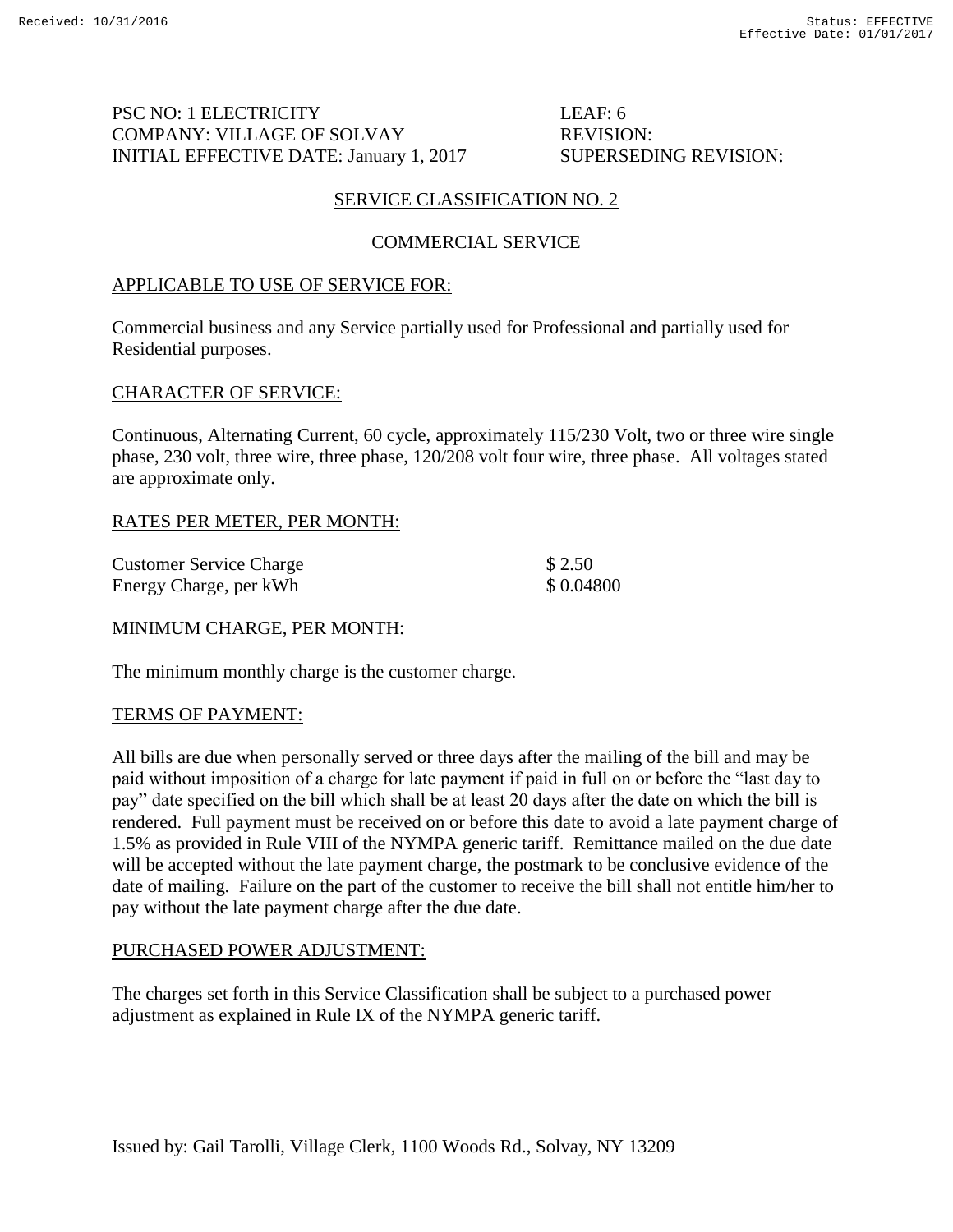PSC NO: 1 ELECTRICITY LEAF: 6
COMPANY: VILLAGE OF SOLVAY REVISION:
INITIAL EFFECTIVE DATE: January 1, 2017 SUPERSEDING REVISION:

## SERVICE CLASSIFICATION NO. 2

## COMMERCIAL SERVICE

### APPLICABLE TO USE OF SERVICE FOR:

Commercial business and any Service partially used for Professional and partially used for Residential purposes.

### CHARACTER OF SERVICE:

Continuous, Alternating Current, 60 cycle, approximately 115/230 Volt, two or three wire single phase, 230 volt, three wire, three phase, 120/208 volt four wire, three phase. All voltages stated are approximate only.

### RATES PER METER, PER MONTH:

| | |
|---|---|
| Customer Service Charge | $ 2.50 |
| Energy Charge, per kWh | $ 0.04800 |

### MINIMUM CHARGE, PER MONTH:

The minimum monthly charge is the customer charge.

### TERMS OF PAYMENT:

All bills are due when personally served or three days after the mailing of the bill and may be paid without imposition of a charge for late payment if paid in full on or before the "last day to pay" date specified on the bill which shall be at least 20 days after the date on which the bill is rendered. Full payment must be received on or before this date to avoid a late payment charge of 1.5% as provided in Rule VIII of the NYMPA generic tariff. Remittance mailed on the due date will be accepted without the late payment charge, the postmark to be conclusive evidence of the date of mailing. Failure on the part of the customer to receive the bill shall not entitle him/her to pay without the late payment charge after the due date.

### PURCHASED POWER ADJUSTMENT:

The charges set forth in this Service Classification shall be subject to a purchased power adjustment as explained in Rule IX of the NYMPA generic tariff.

Issued by: Gail Tarolli, Village Clerk, 1100 Woods Rd., Solvay, NY 13209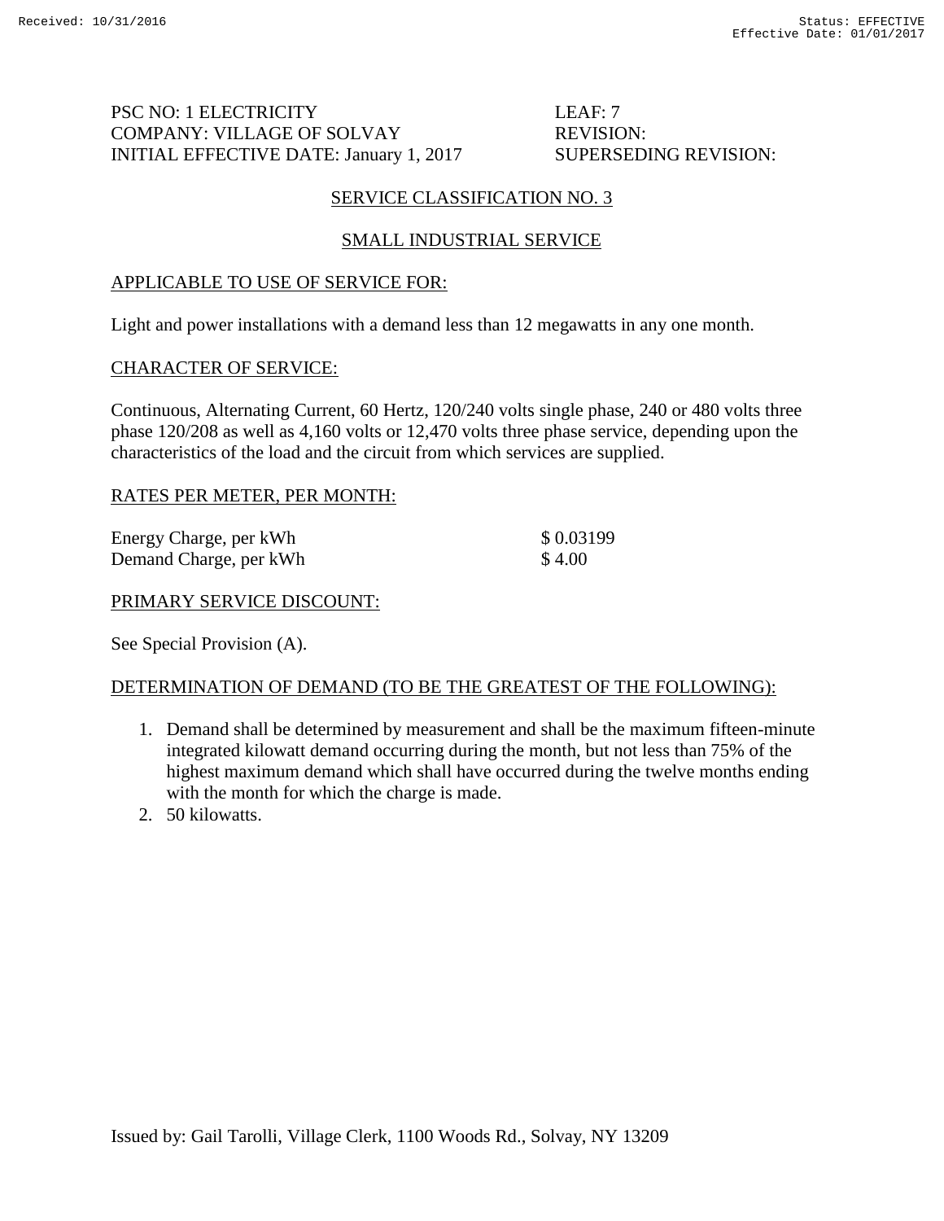PSC NO: 1 ELECTRICITY
COMPANY: VILLAGE OF SOLVAY
INITIAL EFFECTIVE DATE: January 1, 2017

LEAF: 7
REVISION:
SUPERSEDING REVISION:

## SERVICE CLASSIFICATION NO. 3

## SMALL INDUSTRIAL SERVICE

### APPLICABLE TO USE OF SERVICE FOR:

Light and power installations with a demand less than 12 megawatts in any one month.

### CHARACTER OF SERVICE:

Continuous, Alternating Current, 60 Hertz, 120/240 volts single phase, 240 or 480 volts three phase 120/208 as well as 4,160 volts or 12,470 volts three phase service, depending upon the characteristics of the load and the circuit from which services are supplied.

### RATES PER METER, PER MONTH:

| | |
|---|---|
| Energy Charge, per kWh | $ 0.03199 |
| Demand Charge, per kWh | $ 4.00 |

### PRIMARY SERVICE DISCOUNT:

See Special Provision (A).

### DETERMINATION OF DEMAND (TO BE THE GREATEST OF THE FOLLOWING):

1. Demand shall be determined by measurement and shall be the maximum fifteen-minute integrated kilowatt demand occurring during the month, but not less than 75% of the highest maximum demand which shall have occurred during the twelve months ending with the month for which the charge is made.
2. 50 kilowatts.

Issued by: Gail Tarolli, Village Clerk, 1100 Woods Rd., Solvay, NY 13209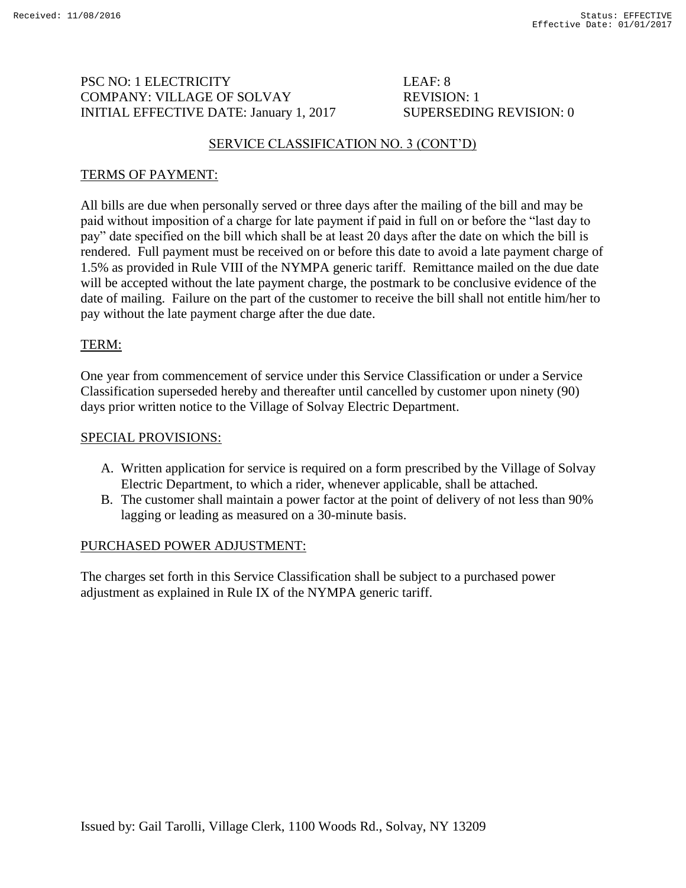PSC NO: 1 ELECTRICITY
COMPANY: VILLAGE OF SOLVAY
INITIAL EFFECTIVE DATE: January 1, 2017

LEAF: 8
REVISION: 1
SUPERSEDING REVISION: 0

## SERVICE CLASSIFICATION NO. 3 (CONT'D)

### TERMS OF PAYMENT:

All bills are due when personally served or three days after the mailing of the bill and may be paid without imposition of a charge for late payment if paid in full on or before the "last day to pay" date specified on the bill which shall be at least 20 days after the date on which the bill is rendered. Full payment must be received on or before this date to avoid a late payment charge of 1.5% as provided in Rule VIII of the NYMPA generic tariff. Remittance mailed on the due date will be accepted without the late payment charge, the postmark to be conclusive evidence of the date of mailing. Failure on the part of the customer to receive the bill shall not entitle him/her to pay without the late payment charge after the due date.

### TERM:

One year from commencement of service under this Service Classification or under a Service Classification superseded hereby and thereafter until cancelled by customer upon ninety (90) days prior written notice to the Village of Solvay Electric Department.

### SPECIAL PROVISIONS:

A. Written application for service is required on a form prescribed by the Village of Solvay Electric Department, to which a rider, whenever applicable, shall be attached.
B. The customer shall maintain a power factor at the point of delivery of not less than 90% lagging or leading as measured on a 30-minute basis.

### PURCHASED POWER ADJUSTMENT:

The charges set forth in this Service Classification shall be subject to a purchased power adjustment as explained in Rule IX of the NYMPA generic tariff.

Issued by: Gail Tarolli, Village Clerk, 1100 Woods Rd., Solvay, NY 13209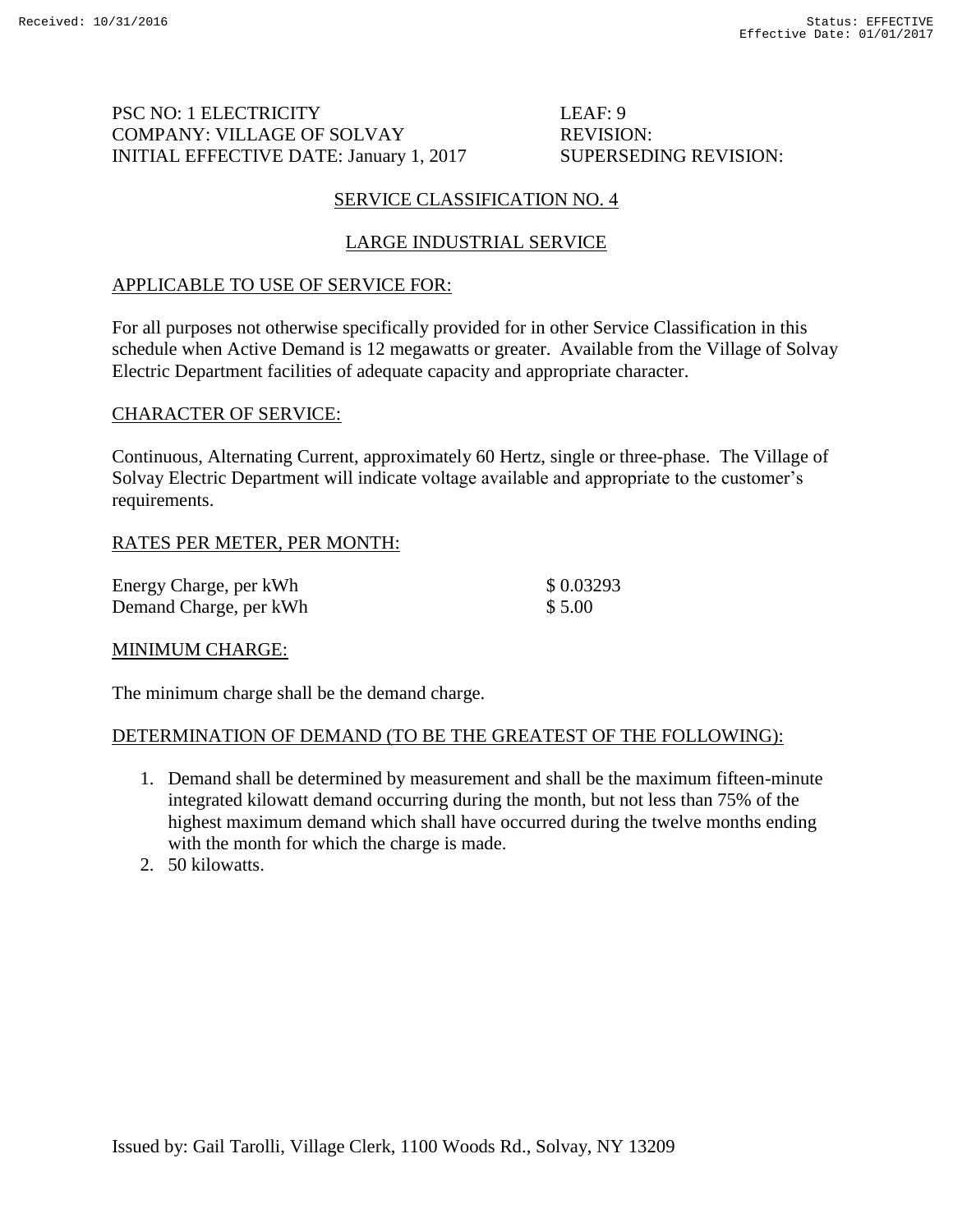PSC NO: 1 ELECTRICITY LEAF: 9
COMPANY: VILLAGE OF SOLVAY REVISION:
INITIAL EFFECTIVE DATE: January 1, 2017 SUPERSEDING REVISION:

## SERVICE CLASSIFICATION NO. 4

## LARGE INDUSTRIAL SERVICE

### APPLICABLE TO USE OF SERVICE FOR:

For all purposes not otherwise specifically provided for in other Service Classification in this schedule when Active Demand is 12 megawatts or greater. Available from the Village of Solvay Electric Department facilities of adequate capacity and appropriate character.

### CHARACTER OF SERVICE:

Continuous, Alternating Current, approximately 60 Hertz, single or three-phase. The Village of Solvay Electric Department will indicate voltage available and appropriate to the customer's requirements.

### RATES PER METER, PER MONTH:

| | |
|---|---|
| Energy Charge, per kWh | $ 0.03293 |
| Demand Charge, per kWh | $ 5.00 |

### MINIMUM CHARGE:

The minimum charge shall be the demand charge.

### DETERMINATION OF DEMAND (TO BE THE GREATEST OF THE FOLLOWING):

1. Demand shall be determined by measurement and shall be the maximum fifteen-minute integrated kilowatt demand occurring during the month, but not less than 75% of the highest maximum demand which shall have occurred during the twelve months ending with the month for which the charge is made.
2. 50 kilowatts.

Issued by: Gail Tarolli, Village Clerk, 1100 Woods Rd., Solvay, NY 13209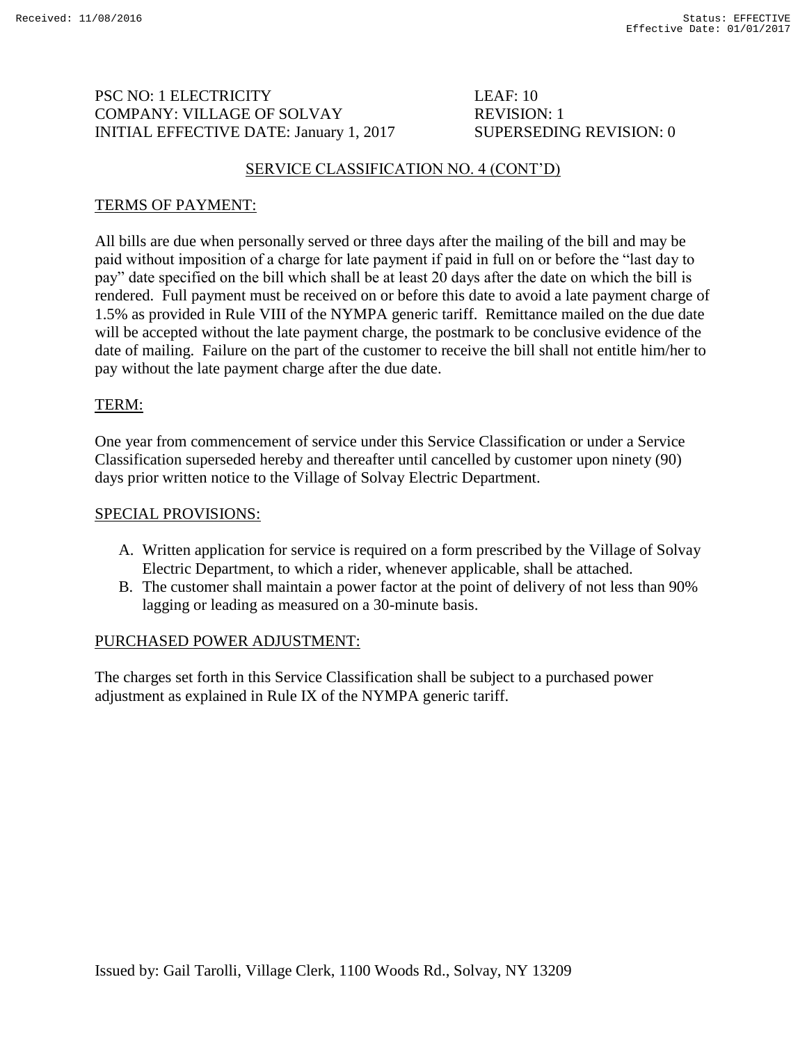PSC NO: 1 ELECTRICITY  
COMPANY: VILLAGE OF SOLVAY  
INITIAL EFFECTIVE DATE: January 1, 2017

LEAF: 10  
REVISION: 1  
SUPERSEDING REVISION: 0

## SERVICE CLASSIFICATION NO. 4 (CONT'D)

### TERMS OF PAYMENT:

All bills are due when personally served or three days after the mailing of the bill and may be paid without imposition of a charge for late payment if paid in full on or before the "last day to pay" date specified on the bill which shall be at least 20 days after the date on which the bill is rendered. Full payment must be received on or before this date to avoid a late payment charge of 1.5% as provided in Rule VIII of the NYMPA generic tariff. Remittance mailed on the due date will be accepted without the late payment charge, the postmark to be conclusive evidence of the date of mailing. Failure on the part of the customer to receive the bill shall not entitle him/her to pay without the late payment charge after the due date.

### TERM:

One year from commencement of service under this Service Classification or under a Service Classification superseded hereby and thereafter until cancelled by customer upon ninety (90) days prior written notice to the Village of Solvay Electric Department.

### SPECIAL PROVISIONS:

A. Written application for service is required on a form prescribed by the Village of Solvay Electric Department, to which a rider, whenever applicable, shall be attached.
B. The customer shall maintain a power factor at the point of delivery of not less than 90% lagging or leading as measured on a 30-minute basis.

### PURCHASED POWER ADJUSTMENT:

The charges set forth in this Service Classification shall be subject to a purchased power adjustment as explained in Rule IX of the NYMPA generic tariff.

Issued by: Gail Tarolli, Village Clerk, 1100 Woods Rd., Solvay, NY 13209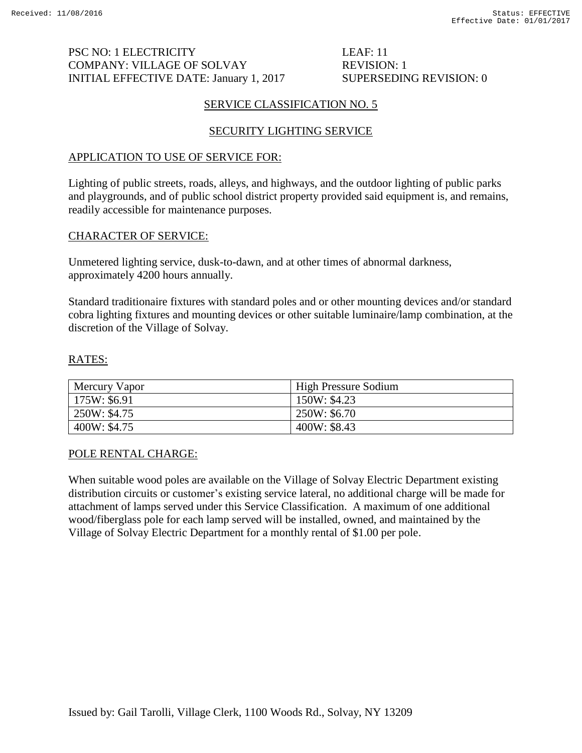PSC NO: 1 ELECTRICITY
COMPANY: VILLAGE OF SOLVAY
INITIAL EFFECTIVE DATE: January 1, 2017

LEAF: 11
REVISION: 1
SUPERSEDING REVISION: 0

## SERVICE CLASSIFICATION NO. 5

## SECURITY LIGHTING SERVICE

### APPLICATION TO USE OF SERVICE FOR:

Lighting of public streets, roads, alleys, and highways, and the outdoor lighting of public parks and playgrounds, and of public school district property provided said equipment is, and remains, readily accessible for maintenance purposes.

### CHARACTER OF SERVICE:

Unmetered lighting service, dusk-to-dawn, and at other times of abnormal darkness, approximately 4200 hours annually.

Standard traditionaire fixtures with standard poles and or other mounting devices and/or standard cobra lighting fixtures and mounting devices or other suitable luminaire/lamp combination, at the discretion of the Village of Solvay.

### RATES:

| Mercury Vapor | High Pressure Sodium |
|---|---|
| 175W: $6.91 | 150W: $4.23 |
| 250W: $4.75 | 250W: $6.70 |
| 400W: $4.75 | 400W: $8.43 |

### POLE RENTAL CHARGE:

When suitable wood poles are available on the Village of Solvay Electric Department existing distribution circuits or customer's existing service lateral, no additional charge will be made for attachment of lamps served under this Service Classification. A maximum of one additional wood/fiberglass pole for each lamp served will be installed, owned, and maintained by the Village of Solvay Electric Department for a monthly rental of $1.00 per pole.

Issued by: Gail Tarolli, Village Clerk, 1100 Woods Rd., Solvay, NY 13209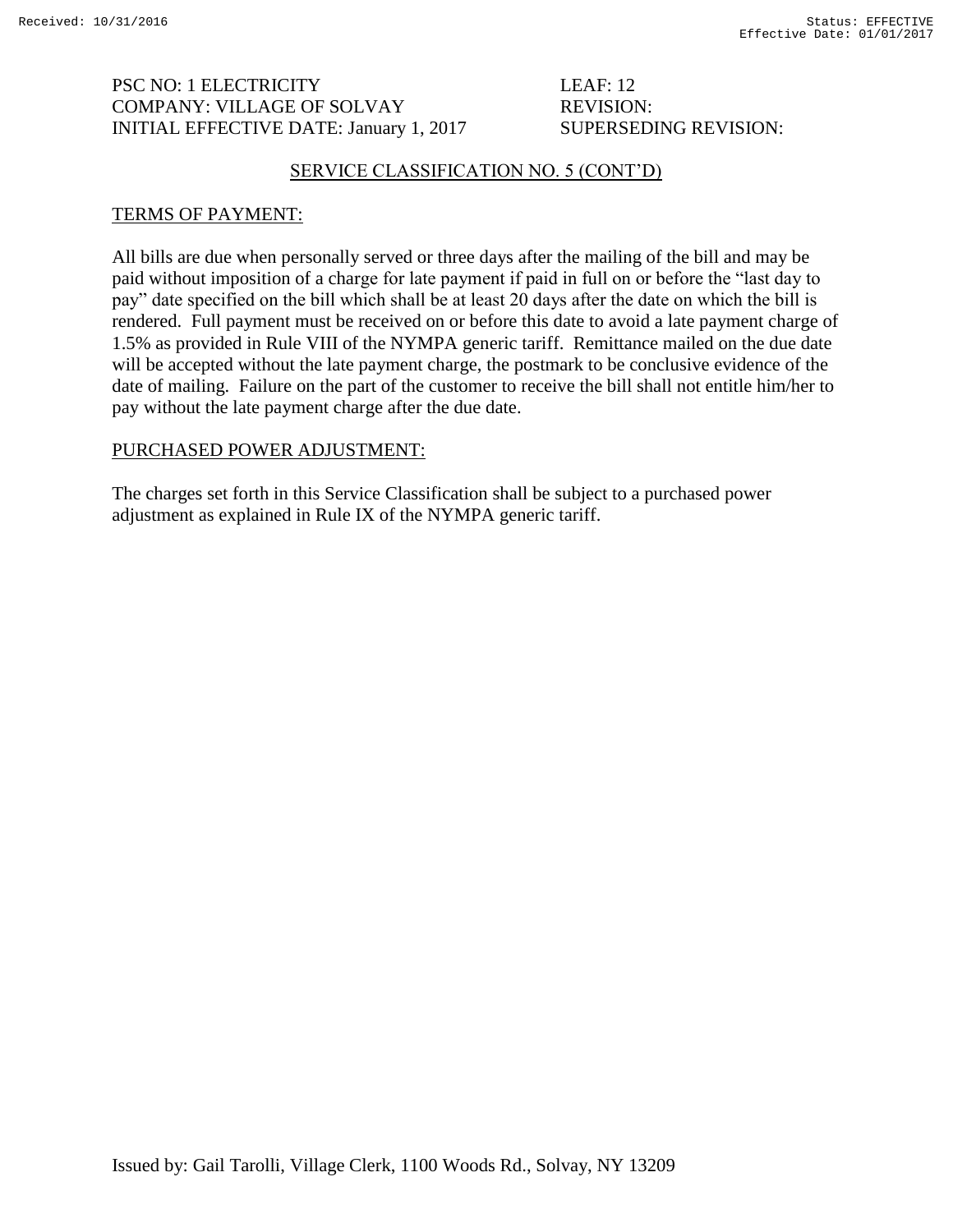PSC NO: 1 ELECTRICITY LEAF: 12
COMPANY: VILLAGE OF SOLVAY REVISION:
INITIAL EFFECTIVE DATE: January 1, 2017 SUPERSEDING REVISION:

## SERVICE CLASSIFICATION NO. 5 (CONT'D)

### TERMS OF PAYMENT:

All bills are due when personally served or three days after the mailing of the bill and may be paid without imposition of a charge for late payment if paid in full on or before the "last day to pay" date specified on the bill which shall be at least 20 days after the date on which the bill is rendered. Full payment must be received on or before this date to avoid a late payment charge of 1.5% as provided in Rule VIII of the NYMPA generic tariff. Remittance mailed on the due date will be accepted without the late payment charge, the postmark to be conclusive evidence of the date of mailing. Failure on the part of the customer to receive the bill shall not entitle him/her to pay without the late payment charge after the due date.

### PURCHASED POWER ADJUSTMENT:

The charges set forth in this Service Classification shall be subject to a purchased power adjustment as explained in Rule IX of the NYMPA generic tariff.

Issued by: Gail Tarolli, Village Clerk, 1100 Woods Rd., Solvay, NY 13209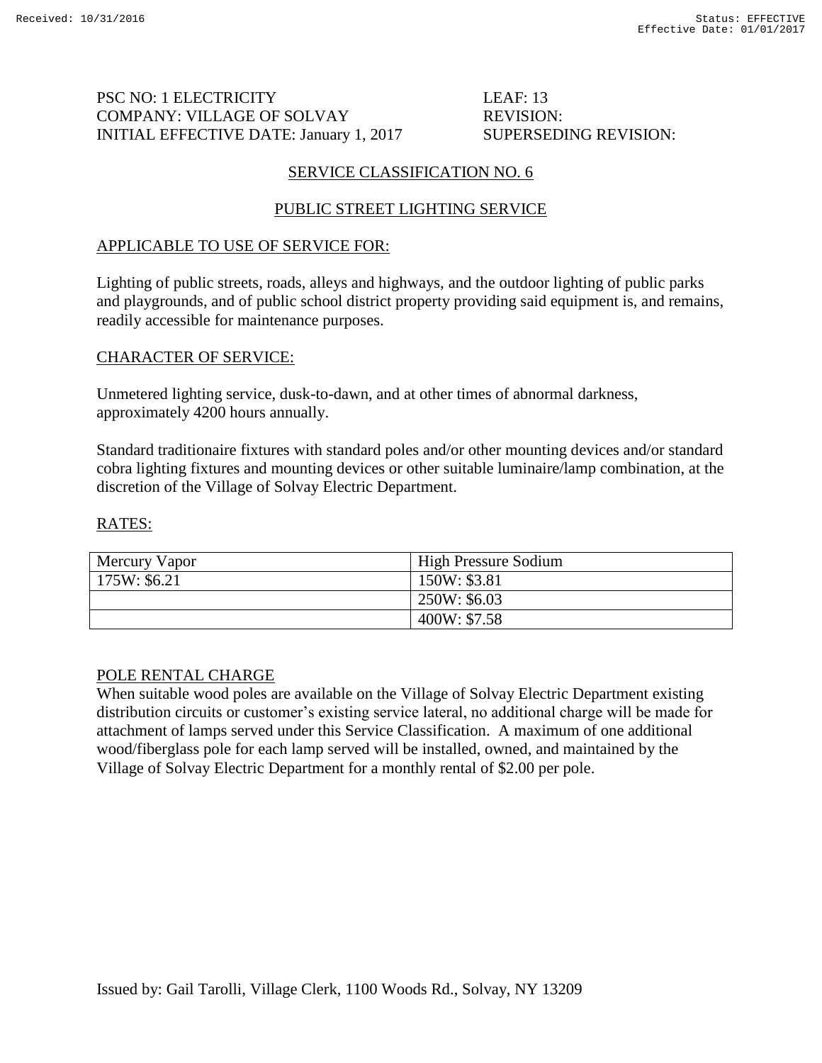PSC NO: 1 ELECTRICITY
COMPANY: VILLAGE OF SOLVAY
INITIAL EFFECTIVE DATE: January 1, 2017

LEAF: 13
REVISION:
SUPERSEDING REVISION:

## SERVICE CLASSIFICATION NO. 6

## PUBLIC STREET LIGHTING SERVICE

### APPLICABLE TO USE OF SERVICE FOR:

Lighting of public streets, roads, alleys and highways, and the outdoor lighting of public parks and playgrounds, and of public school district property providing said equipment is, and remains, readily accessible for maintenance purposes.

### CHARACTER OF SERVICE:

Unmetered lighting service, dusk-to-dawn, and at other times of abnormal darkness, approximately 4200 hours annually.

Standard traditionaire fixtures with standard poles and/or other mounting devices and/or standard cobra lighting fixtures and mounting devices or other suitable luminaire/lamp combination, at the discretion of the Village of Solvay Electric Department.

### RATES:

| Mercury Vapor | High Pressure Sodium |
|---|---|
| 175W: $6.21 | 150W: $3.81 |
| | 250W: $6.03 |
| | 400W: $7.58 |

### POLE RENTAL CHARGE

When suitable wood poles are available on the Village of Solvay Electric Department existing distribution circuits or customer's existing service lateral, no additional charge will be made for attachment of lamps served under this Service Classification. A maximum of one additional wood/fiberglass pole for each lamp served will be installed, owned, and maintained by the Village of Solvay Electric Department for a monthly rental of $2.00 per pole.

Issued by: Gail Tarolli, Village Clerk, 1100 Woods Rd., Solvay, NY 13209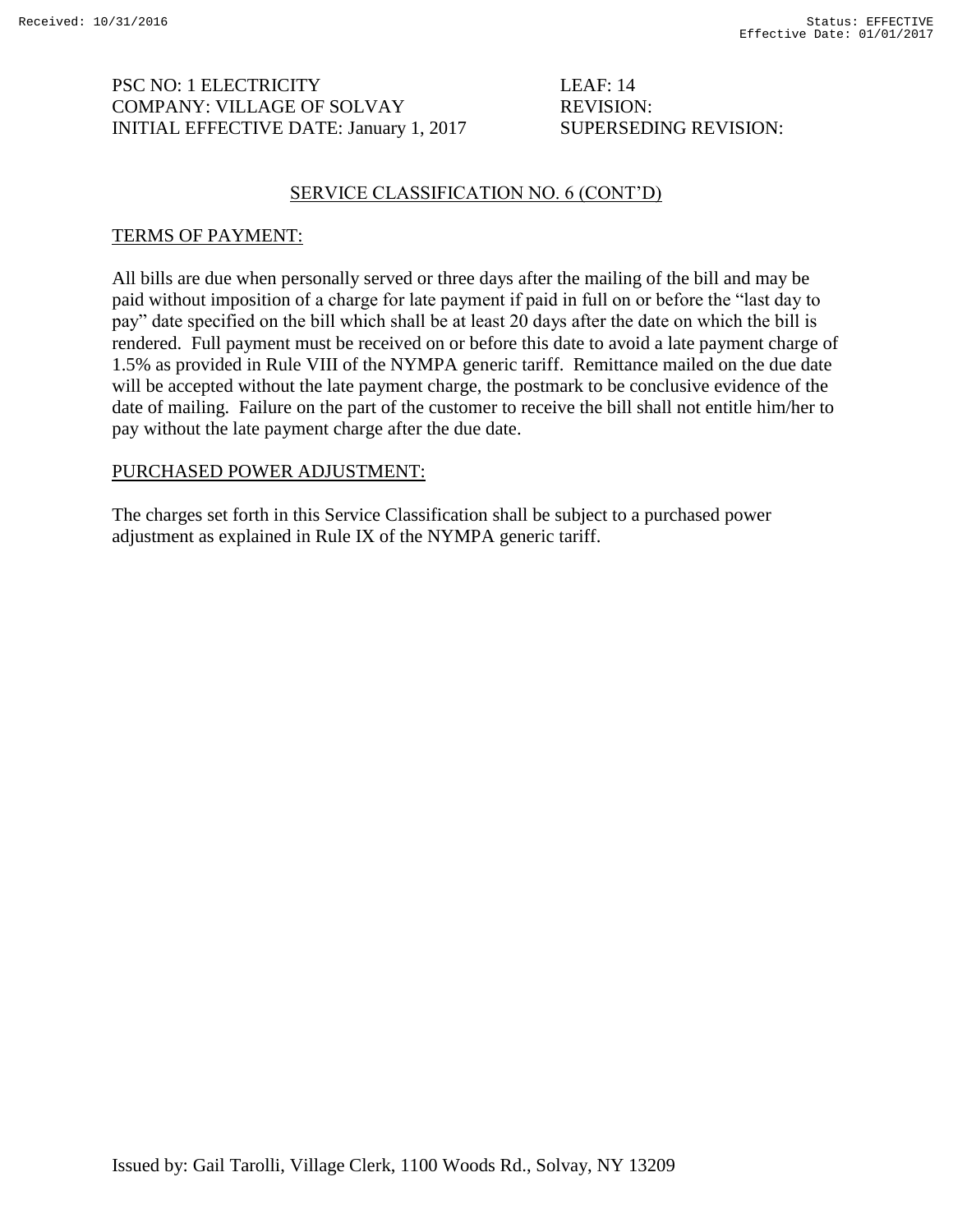PSC NO: 1 ELECTRICITY
COMPANY: VILLAGE OF SOLVAY
INITIAL EFFECTIVE DATE: January 1, 2017

LEAF: 14
REVISION:
SUPERSEDING REVISION:

## SERVICE CLASSIFICATION NO. 6 (CONT'D)

### TERMS OF PAYMENT:

All bills are due when personally served or three days after the mailing of the bill and may be paid without imposition of a charge for late payment if paid in full on or before the "last day to pay" date specified on the bill which shall be at least 20 days after the date on which the bill is rendered. Full payment must be received on or before this date to avoid a late payment charge of 1.5% as provided in Rule VIII of the NYMPA generic tariff. Remittance mailed on the due date will be accepted without the late payment charge, the postmark to be conclusive evidence of the date of mailing. Failure on the part of the customer to receive the bill shall not entitle him/her to pay without the late payment charge after the due date.

### PURCHASED POWER ADJUSTMENT:

The charges set forth in this Service Classification shall be subject to a purchased power adjustment as explained in Rule IX of the NYMPA generic tariff.

Issued by: Gail Tarolli, Village Clerk, 1100 Woods Rd., Solvay, NY 13209